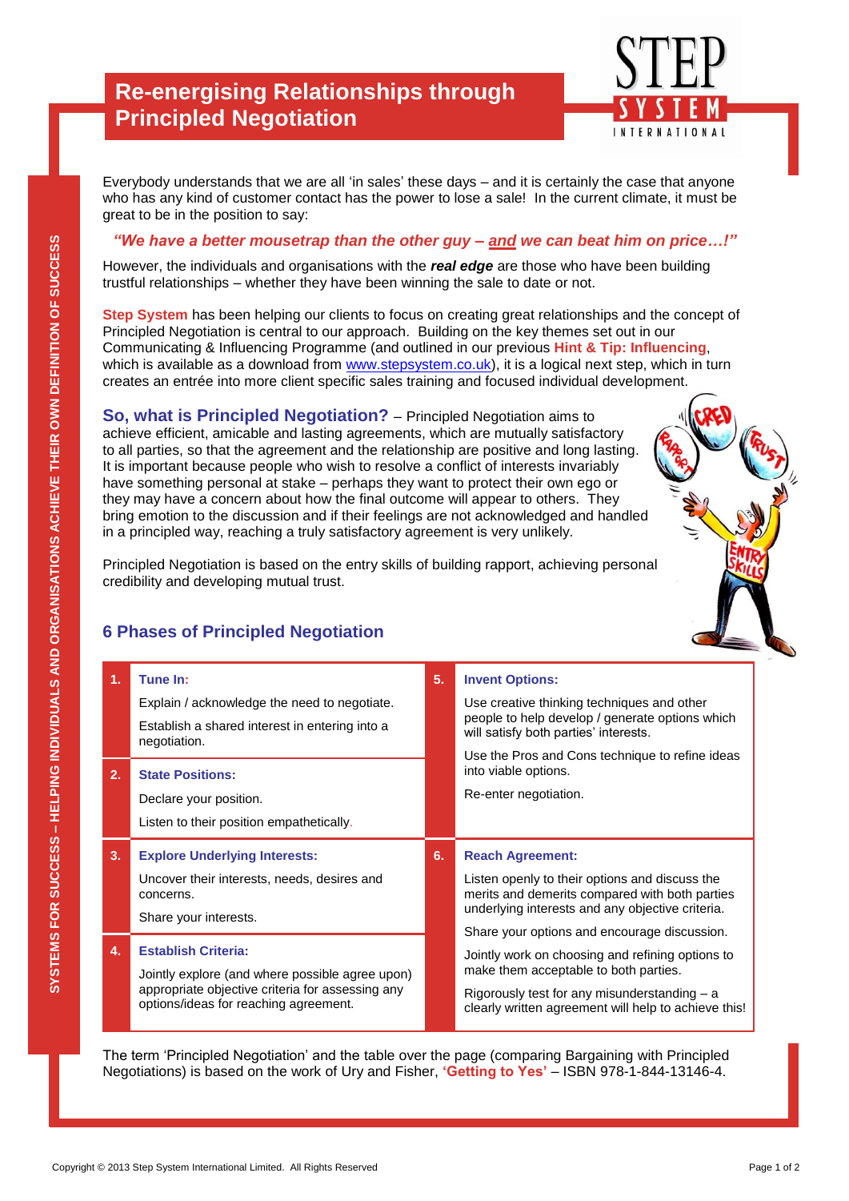# Re-energising Relationships through Principled Negotiation

Everybody understands that we are all 'in sales' these days – and it is certainly the case that anyone who has any kind of customer contact has the power to lose a sale! In the current climate, it must be great to be in the position to say:

***"We have a better mousetrap than the other guy – and we can beat him on price…!"***

However, the individuals and organisations with the ***real edge*** are those who have been building trustful relationships – whether they have been winning the sale to date or not.

**Step System** has been helping our clients to focus on creating great relationships and the concept of Principled Negotiation is central to our approach. Building on the key themes set out in our Communicating & Influencing Programme (and outlined in our previous **Hint & Tip: Influencing**, which is available as a download from www.stepsystem.co.uk), it is a logical next step, which in turn creates an entrée into more client specific sales training and focused individual development.

**So, what is Principled Negotiation?** – Principled Negotiation aims to achieve efficient, amicable and lasting agreements, which are mutually satisfactory to all parties, so that the agreement and the relationship are positive and long lasting. It is important because people who wish to resolve a conflict of interests invariably have something personal at stake – perhaps they want to protect their own ego or they may have a concern about how the final outcome will appear to others. They bring emotion to the discussion and if their feelings are not acknowledged and handled in a principled way, reaching a truly satisfactory agreement is very unlikely.

Principled Negotiation is based on the entry skills of building rapport, achieving personal credibility and developing mutual trust.

## 6 Phases of Principled Negotiation

| | | | |
|---|---|---|---|
| 1. | **Tune In:**<br>Explain / acknowledge the need to negotiate.<br>Establish a shared interest in entering into a negotiation. | 5. | **Invent Options:**<br>Use creative thinking techniques and other people to help develop / generate options which will satisfy both parties' interests.<br>Use the Pros and Cons technique to refine ideas into viable options.<br>Re-enter negotiation. |
| 2. | **State Positions:**<br>Declare your position.<br>Listen to their position empathetically. | | |
| 3. | **Explore Underlying Interests:**<br>Uncover their interests, needs, desires and concerns.<br>Share your interests. | 6. | **Reach Agreement:**<br>Listen openly to their options and discuss the merits and demerits compared with both parties underlying interests and any objective criteria.<br>Share your options and encourage discussion.<br>Jointly work on choosing and refining options to make them acceptable to both parties.<br>Rigorously test for any misunderstanding – a clearly written agreement will help to achieve this! |
| 4. | **Establish Criteria:**<br>Jointly explore (and where possible agree upon) appropriate objective criteria for assessing any options/ideas for reaching agreement. | | |

The term 'Principled Negotiation' and the table over the page (comparing Bargaining with Principled Negotiations) is based on the work of Ury and Fisher, **'Getting to Yes'** – ISBN 978-1-844-13146-4.

Copyright © 2013 Step System International Limited. All Rights Reserved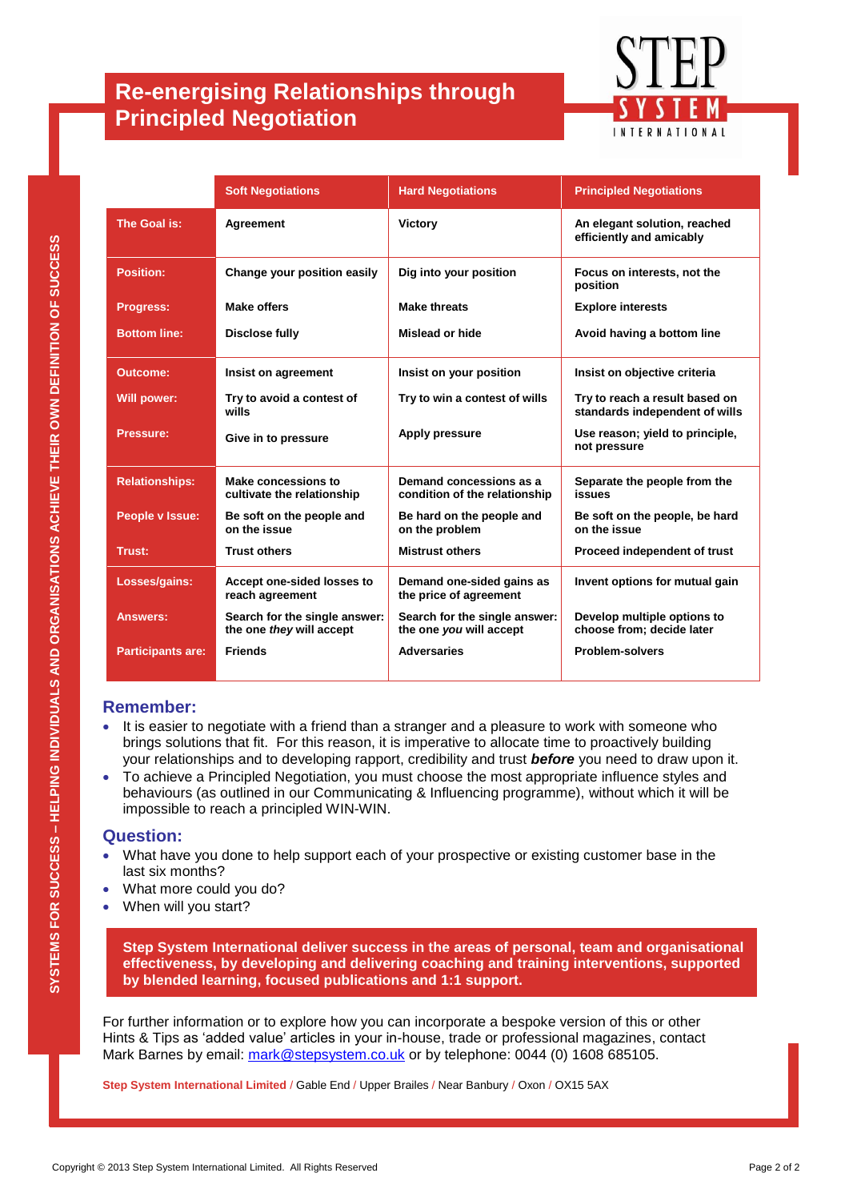# Re-energising Relationships through Principled Negotiation

STEP SYSTEM INTERNATIONAL

SYSTEMS FOR SUCCESS – HELPING INDIVIDUALS AND ORGANISATIONS ACHIEVE THEIR OWN DEFINITION OF SUCCESS

| | Soft Negotiations | Hard Negotiations | Principled Negotiations |
|---|---|---|---|
| **The Goal is:** | **Agreement** | **Victory** | **An elegant solution, reached efficiently and amicably** |
| **Position:** | **Change your position easily** | **Dig into your position** | **Focus on interests, not the position** |
| **Progress:** | **Make offers** | **Make threats** | **Explore interests** |
| **Bottom line:** | **Disclose fully** | **Mislead or hide** | **Avoid having a bottom line** |
| **Outcome:** | **Insist on agreement** | **Insist on your position** | **Insist on objective criteria** |
| **Will power:** | **Try to avoid a contest of wills** | **Try to win a contest of wills** | **Try to reach a result based on standards independent of wills** |
| **Pressure:** | **Give in to pressure** | **Apply pressure** | **Use reason; yield to principle, not pressure** |
| **Relationships:** | **Make concessions to cultivate the relationship** | **Demand concessions as a condition of the relationship** | **Separate the people from the issues** |
| **People v Issue:** | **Be soft on the people and on the issue** | **Be hard on the people and on the problem** | **Be soft on the people, be hard on the issue** |
| **Trust:** | **Trust others** | **Mistrust others** | **Proceed independent of trust** |
| **Losses/gains:** | **Accept one-sided losses to reach agreement** | **Demand one-sided gains as the price of agreement** | **Invent options for mutual gain** |
| **Answers:** | **Search for the single answer: the one *they* will accept** | **Search for the single answer: the one *you* will accept** | **Develop multiple options to choose from; decide later** |
| **Participants are:** | **Friends** | **Adversaries** | **Problem-solvers** |

## Remember:

- It is easier to negotiate with a friend than a stranger and a pleasure to work with someone who brings solutions that fit. For this reason, it is imperative to allocate time to proactively building your relationships and to developing rapport, credibility and trust ***before*** you need to draw upon it.
- To achieve a Principled Negotiation, you must choose the most appropriate influence styles and behaviours (as outlined in our Communicating & Influencing programme), without which it will be impossible to reach a principled WIN-WIN.

## Question:

- What have you done to help support each of your prospective or existing customer base in the last six months?
- What more could you do?
- When will you start?

**Step System International deliver success in the areas of personal, team and organisational effectiveness, by developing and delivering coaching and training interventions, supported by blended learning, focused publications and 1:1 support.**

For further information or to explore how you can incorporate a bespoke version of this or other Hints & Tips as 'added value' articles in your in-house, trade or professional magazines, contact Mark Barnes by email: mark@stepsystem.co.uk or by telephone: 0044 (0) 1608 685105.

**Step System International Limited** / Gable End / Upper Brailes / Near Banbury / Oxon / OX15 5AX

Copyright © 2013 Step System International Limited. All Rights Reserved